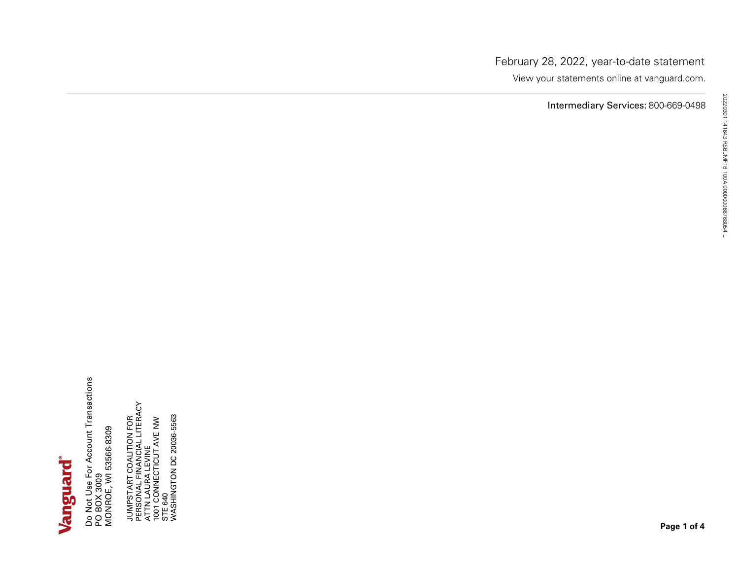February 28, 2022, year-to-date statement

View your statements online at vanguard.com.

**Intermediary Services:** 800-669-0498

Vanguard®

Do Not Use For Account Transactions
PO BOX 3009
MONROE, WI 53566-8309

JUMPSTART COALITION FOR
PERSONAL FINANCIAL LITERACY
ATTN LAURA LEVINE
1001 CONNECTICUT AVE NW
STE 640
WASHINGTON DC 20036-5563

20220301 141643 RSBJMF16 100A 0000000667680541 L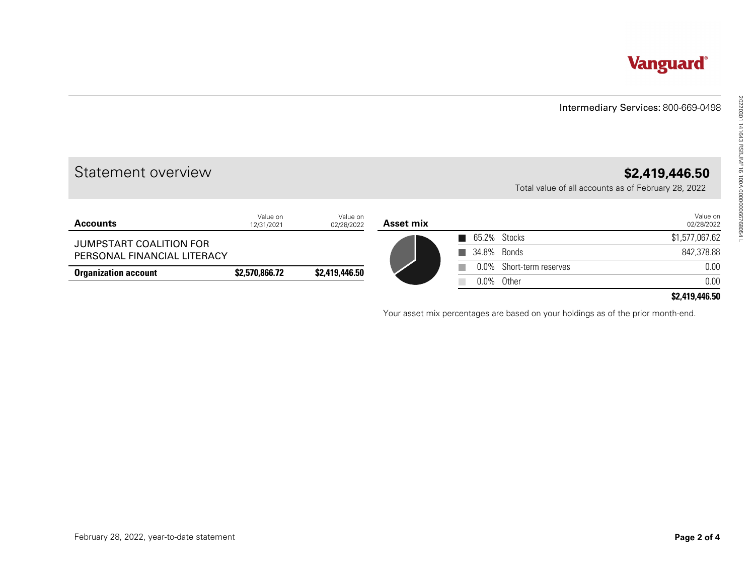Vanguard®

Intermediary Services: 800-669-0498

# Statement overview

**$2,419,446.50**

Total value of all accounts as of February 28, 2022

| **Accounts** | Value on 12/31/2021 | Value on 02/28/2022 |
|---|---|---|
| JUMPSTART COALITION FOR PERSONAL FINANCIAL LITERACY | | |
| **Organization account** | **$2,570,866.72** | **$2,419,446.50** |

| **Asset mix** | | Value on 02/28/2022 |
|---|---|---|
| 65.2% | Stocks | $1,577,067.62 |
| 34.8% | Bonds | 842,378.88 |
| 0.0% | Short-term reserves | 0.00 |
| 0.0% | Other | 0.00 |
| | | **$2,419,446.50** |

Your asset mix percentages are based on your holdings as of the prior month-end.

February 28, 2022, year-to-date statement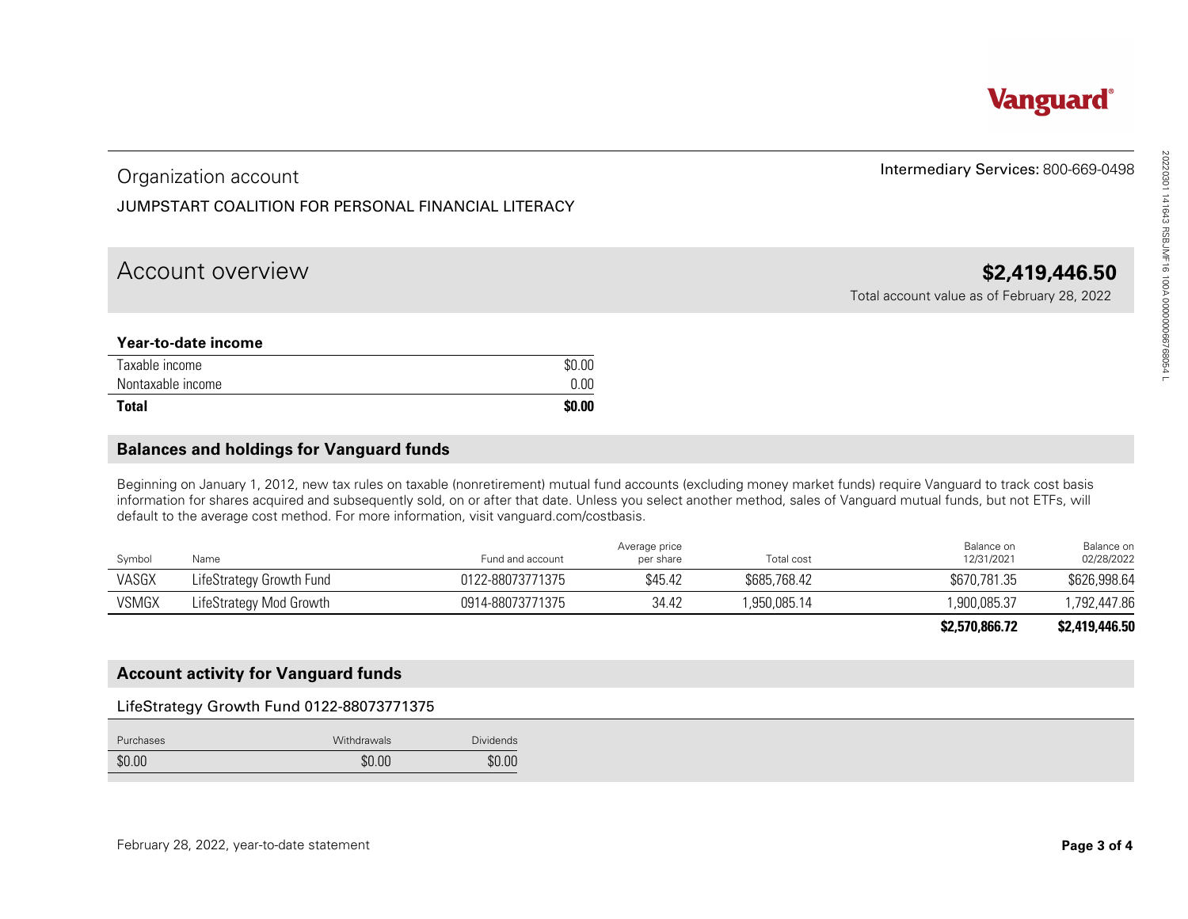**Vanguard**

Intermediary Services: 800-669-0498

## Organization account

JUMPSTART COALITION FOR PERSONAL FINANCIAL LITERACY

## Account overview

**$2,419,446.50**

Total account value as of February 28, 2022

**Year-to-date income**

| | |
|---|---|
| Taxable income | $0.00 |
| Nontaxable income | 0.00 |
| **Total** | **$0.00** |

## Balances and holdings for Vanguard funds

Beginning on January 1, 2012, new tax rules on taxable (nonretirement) mutual fund accounts (excluding money market funds) require Vanguard to track cost basis information for shares acquired and subsequently sold, on or after that date. Unless you select another method, sales of Vanguard mutual funds, but not ETFs, will default to the average cost method. For more information, visit vanguard.com/costbasis.

| Symbol | Name | Fund and account | Average price per share | Total cost | Balance on 12/31/2021 | Balance on 02/28/2022 |
|---|---|---|---|---|---|---|
| VASGX | LifeStrategy Growth Fund | 0122-88073771375 | $45.42 | $685,768.42 | $670,781.35 | $626,998.64 |
| VSMGX | LifeStrategy Mod Growth | 0914-88073771375 | 34.42 | 1,950,085.14 | 1,900,085.37 | 1,792,447.86 |
| | | | | | **$2,570,866.72** | **$2,419,446.50** |

## Account activity for Vanguard funds

### LifeStrategy Growth Fund 0122-88073771375

| Purchases | Withdrawals | Dividends |
|---|---|---|
| $0.00 | $0.00 | $0.00 |

February 28, 2022, year-to-date statement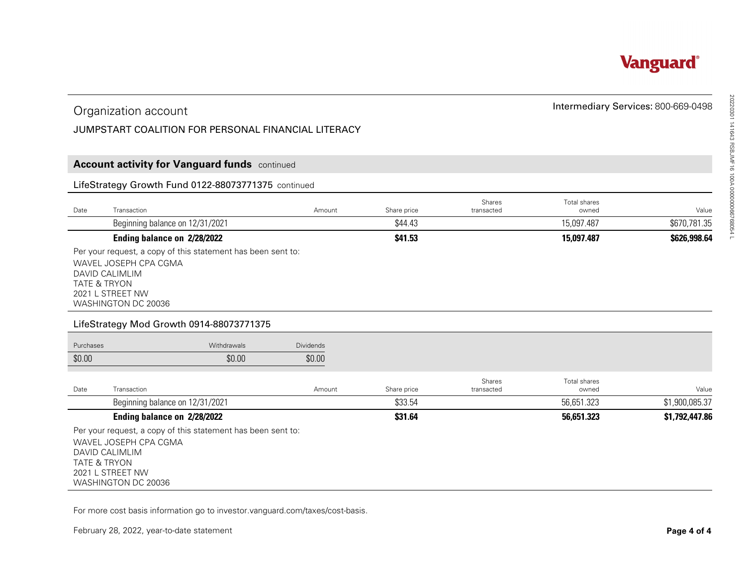Vanguard®

## Organization account

Intermediary Services: 800-669-0498

JUMPSTART COALITION FOR PERSONAL FINANCIAL LITERACY

### Account activity for Vanguard funds continued

#### LifeStrategy Growth Fund 0122-88073771375 continued

| Date | Transaction | Amount | Share price | Shares transacted | Total shares owned | Value |
|---|---|---|---|---|---|---|
| | Beginning balance on 12/31/2021 | | $44.43 | | 15,097.487 | $670,781.35 |
| | **Ending balance on 2/28/2022** | | **$41.53** | | **15,097.487** | **$626,998.64** |

Per your request, a copy of this statement has been sent to:
WAVEL JOSEPH CPA CGMA
DAVID CALIMLIM
TATE & TRYON
2021 L STREET NW
WASHINGTON DC 20036

#### LifeStrategy Mod Growth 0914-88073771375

| Purchases | Withdrawals | Dividends |
|---|---|---|
| $0.00 | $0.00 | $0.00 |

| Date | Transaction | Amount | Share price | Shares transacted | Total shares owned | Value |
|---|---|---|---|---|---|---|
| | Beginning balance on 12/31/2021 | | $33.54 | | 56,651.323 | $1,900,085.37 |
| | **Ending balance on 2/28/2022** | | **$31.64** | | **56,651.323** | **$1,792,447.86** |

Per your request, a copy of this statement has been sent to:
WAVEL JOSEPH CPA CGMA
DAVID CALIMLIM
TATE & TRYON
2021 L STREET NW
WASHINGTON DC 20036

For more cost basis information go to investor.vanguard.com/taxes/cost-basis.

February 28, 2022, year-to-date statement